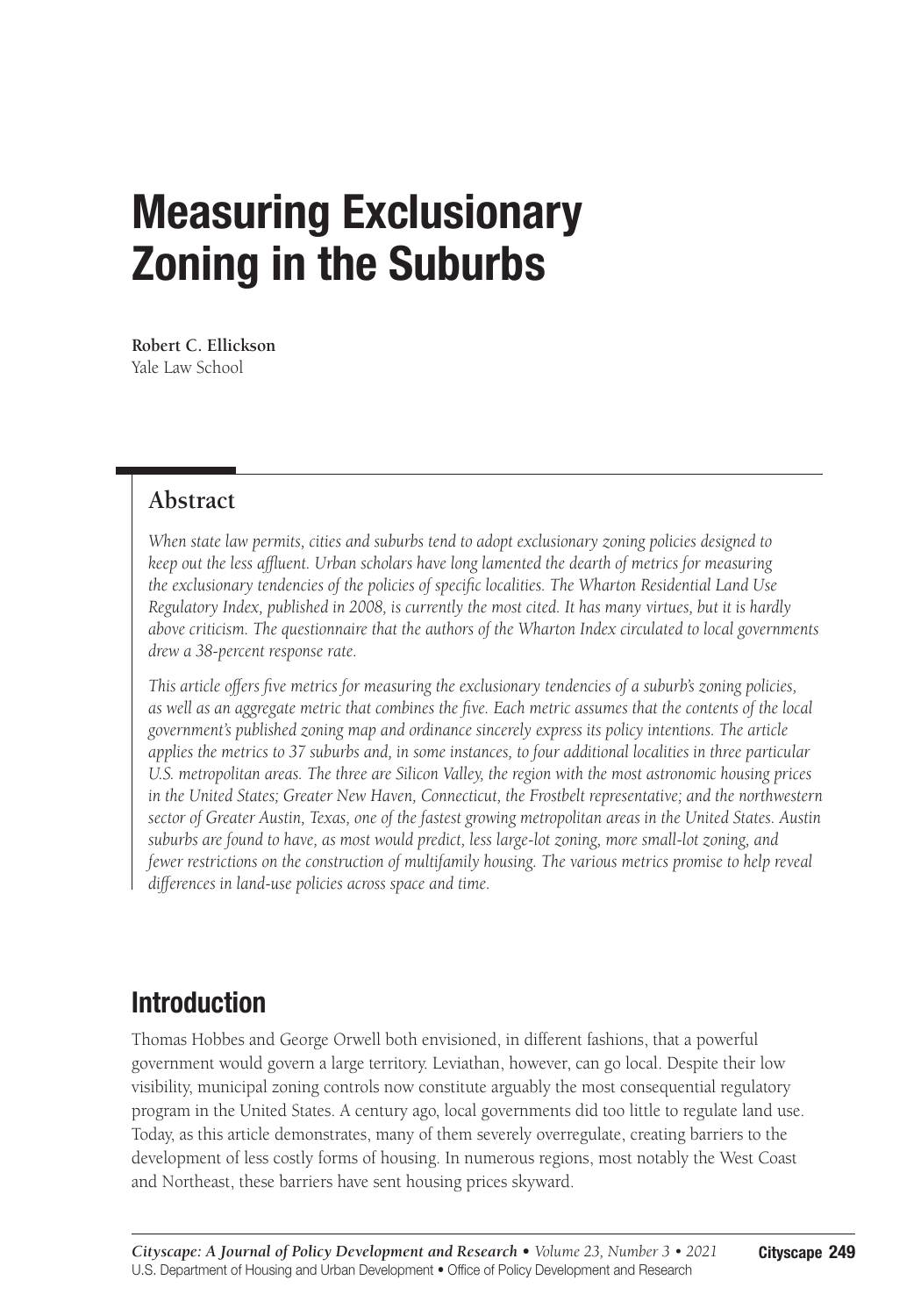# Measuring Exclusionary Zoning in the Suburbs

**Robert C. Ellickson**
Yale Law School

## Abstract

*When state law permits, cities and suburbs tend to adopt exclusionary zoning policies designed to keep out the less affluent. Urban scholars have long lamented the dearth of metrics for measuring the exclusionary tendencies of the policies of specific localities. The Wharton Residential Land Use Regulatory Index, published in 2008, is currently the most cited. It has many virtues, but it is hardly above criticism. The questionnaire that the authors of the Wharton Index circulated to local governments drew a 38-percent response rate.*

*This article offers five metrics for measuring the exclusionary tendencies of a suburb's zoning policies, as well as an aggregate metric that combines the five. Each metric assumes that the contents of the local government's published zoning map and ordinance sincerely express its policy intentions. The article applies the metrics to 37 suburbs and, in some instances, to four additional localities in three particular U.S. metropolitan areas. The three are Silicon Valley, the region with the most astronomic housing prices in the United States; Greater New Haven, Connecticut, the Frostbelt representative; and the northwestern sector of Greater Austin, Texas, one of the fastest growing metropolitan areas in the United States. Austin suburbs are found to have, as most would predict, less large-lot zoning, more small-lot zoning, and fewer restrictions on the construction of multifamily housing. The various metrics promise to help reveal differences in land-use policies across space and time.*

## Introduction

Thomas Hobbes and George Orwell both envisioned, in different fashions, that a powerful government would govern a large territory. Leviathan, however, can go local. Despite their low visibility, municipal zoning controls now constitute arguably the most consequential regulatory program in the United States. A century ago, local governments did too little to regulate land use. Today, as this article demonstrates, many of them severely overregulate, creating barriers to the development of less costly forms of housing. In numerous regions, most notably the West Coast and Northeast, these barriers have sent housing prices skyward.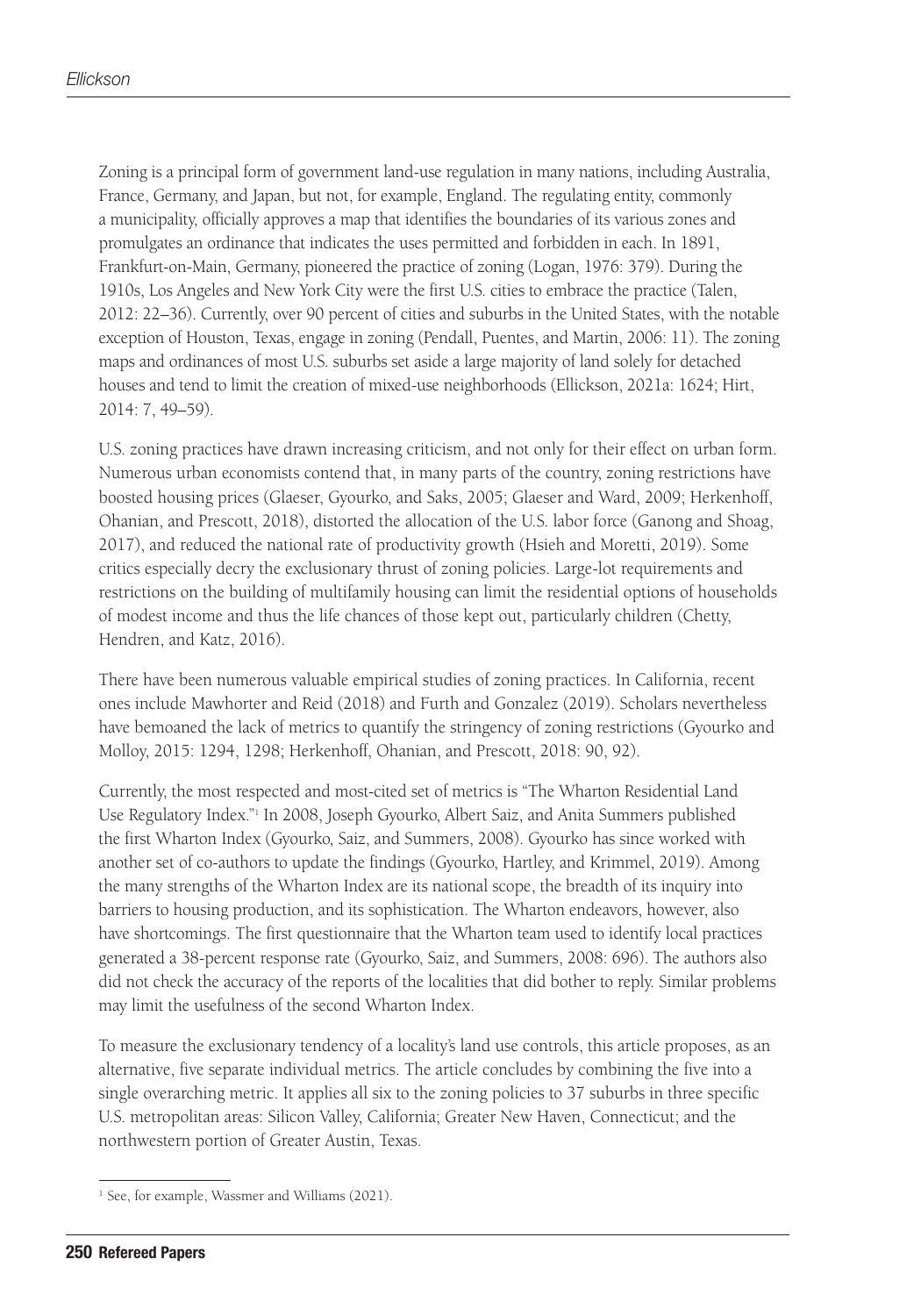Zoning is a principal form of government land-use regulation in many nations, including Australia, France, Germany, and Japan, but not, for example, England. The regulating entity, commonly a municipality, officially approves a map that identifies the boundaries of its various zones and promulgates an ordinance that indicates the uses permitted and forbidden in each. In 1891, Frankfurt-on-Main, Germany, pioneered the practice of zoning (Logan, 1976: 379). During the 1910s, Los Angeles and New York City were the first U.S. cities to embrace the practice (Talen, 2012: 22–36). Currently, over 90 percent of cities and suburbs in the United States, with the notable exception of Houston, Texas, engage in zoning (Pendall, Puentes, and Martin, 2006: 11). The zoning maps and ordinances of most U.S. suburbs set aside a large majority of land solely for detached houses and tend to limit the creation of mixed-use neighborhoods (Ellickson, 2021a: 1624; Hirt, 2014: 7, 49–59).

U.S. zoning practices have drawn increasing criticism, and not only for their effect on urban form. Numerous urban economists contend that, in many parts of the country, zoning restrictions have boosted housing prices (Glaeser, Gyourko, and Saks, 2005; Glaeser and Ward, 2009; Herkenhoff, Ohanian, and Prescott, 2018), distorted the allocation of the U.S. labor force (Ganong and Shoag, 2017), and reduced the national rate of productivity growth (Hsieh and Moretti, 2019). Some critics especially decry the exclusionary thrust of zoning policies. Large-lot requirements and restrictions on the building of multifamily housing can limit the residential options of households of modest income and thus the life chances of those kept out, particularly children (Chetty, Hendren, and Katz, 2016).

There have been numerous valuable empirical studies of zoning practices. In California, recent ones include Mawhorter and Reid (2018) and Furth and Gonzalez (2019). Scholars nevertheless have bemoaned the lack of metrics to quantify the stringency of zoning restrictions (Gyourko and Molloy, 2015: 1294, 1298; Herkenhoff, Ohanian, and Prescott, 2018: 90, 92).

Currently, the most respected and most-cited set of metrics is "The Wharton Residential Land Use Regulatory Index."[1] In 2008, Joseph Gyourko, Albert Saiz, and Anita Summers published the first Wharton Index (Gyourko, Saiz, and Summers, 2008). Gyourko has since worked with another set of co-authors to update the findings (Gyourko, Hartley, and Krimmel, 2019). Among the many strengths of the Wharton Index are its national scope, the breadth of its inquiry into barriers to housing production, and its sophistication. The Wharton endeavors, however, also have shortcomings. The first questionnaire that the Wharton team used to identify local practices generated a 38-percent response rate (Gyourko, Saiz, and Summers, 2008: 696). The authors also did not check the accuracy of the reports of the localities that did bother to reply. Similar problems may limit the usefulness of the second Wharton Index.

To measure the exclusionary tendency of a locality's land use controls, this article proposes, as an alternative, five separate individual metrics. The article concludes by combining the five into a single overarching metric. It applies all six to the zoning policies to 37 suburbs in three specific U.S. metropolitan areas: Silicon Valley, California; Greater New Haven, Connecticut; and the northwestern portion of Greater Austin, Texas.

[1] See, for example, Wassmer and Williams (2021).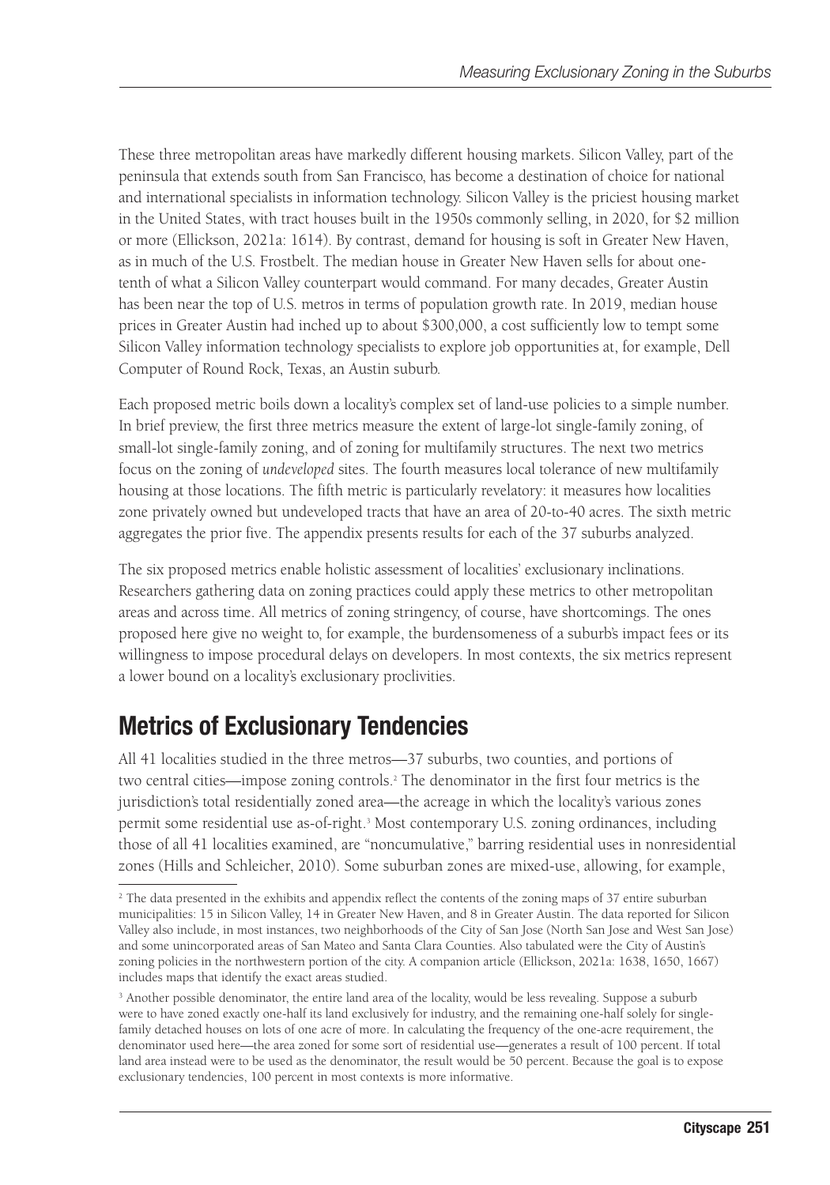These three metropolitan areas have markedly different housing markets. Silicon Valley, part of the peninsula that extends south from San Francisco, has become a destination of choice for national and international specialists in information technology. Silicon Valley is the priciest housing market in the United States, with tract houses built in the 1950s commonly selling, in 2020, for $2 million or more (Ellickson, 2021a: 1614). By contrast, demand for housing is soft in Greater New Haven, as in much of the U.S. Frostbelt. The median house in Greater New Haven sells for about one-tenth of what a Silicon Valley counterpart would command. For many decades, Greater Austin has been near the top of U.S. metros in terms of population growth rate. In 2019, median house prices in Greater Austin had inched up to about $300,000, a cost sufficiently low to tempt some Silicon Valley information technology specialists to explore job opportunities at, for example, Dell Computer of Round Rock, Texas, an Austin suburb.

Each proposed metric boils down a locality's complex set of land-use policies to a simple number. In brief preview, the first three metrics measure the extent of large-lot single-family zoning, of small-lot single-family zoning, and of zoning for multifamily structures. The next two metrics focus on the zoning of *undeveloped* sites. The fourth measures local tolerance of new multifamily housing at those locations. The fifth metric is particularly revelatory: it measures how localities zone privately owned but undeveloped tracts that have an area of 20-to-40 acres. The sixth metric aggregates the prior five. The appendix presents results for each of the 37 suburbs analyzed.

The six proposed metrics enable holistic assessment of localities' exclusionary inclinations. Researchers gathering data on zoning practices could apply these metrics to other metropolitan areas and across time. All metrics of zoning stringency, of course, have shortcomings. The ones proposed here give no weight to, for example, the burdensomeness of a suburb's impact fees or its willingness to impose procedural delays on developers. In most contexts, the six metrics represent a lower bound on a locality's exclusionary proclivities.

## Metrics of Exclusionary Tendencies

All 41 localities studied in the three metros—37 suburbs, two counties, and portions of two central cities—impose zoning controls.[2] The denominator in the first four metrics is the jurisdiction's total residentially zoned area—the acreage in which the locality's various zones permit some residential use as-of-right.[3] Most contemporary U.S. zoning ordinances, including those of all 41 localities examined, are "noncumulative," barring residential uses in nonresidential zones (Hills and Schleicher, 2010). Some suburban zones are mixed-use, allowing, for example,

---

[2] The data presented in the exhibits and appendix reflect the contents of the zoning maps of 37 entire suburban municipalities: 15 in Silicon Valley, 14 in Greater New Haven, and 8 in Greater Austin. The data reported for Silicon Valley also include, in most instances, two neighborhoods of the City of San Jose (North San Jose and West San Jose) and some unincorporated areas of San Mateo and Santa Clara Counties. Also tabulated were the City of Austin's zoning policies in the northwestern portion of the city. A companion article (Ellickson, 2021a: 1638, 1650, 1667) includes maps that identify the exact areas studied.

[3] Another possible denominator, the entire land area of the locality, would be less revealing. Suppose a suburb were to have zoned exactly one-half its land exclusively for industry, and the remaining one-half solely for single-family detached houses on lots of one acre of more. In calculating the frequency of the one-acre requirement, the denominator used here—the area zoned for some sort of residential use—generates a result of 100 percent. If total land area instead were to be used as the denominator, the result would be 50 percent. Because the goal is to expose exclusionary tendencies, 100 percent in most contexts is more informative.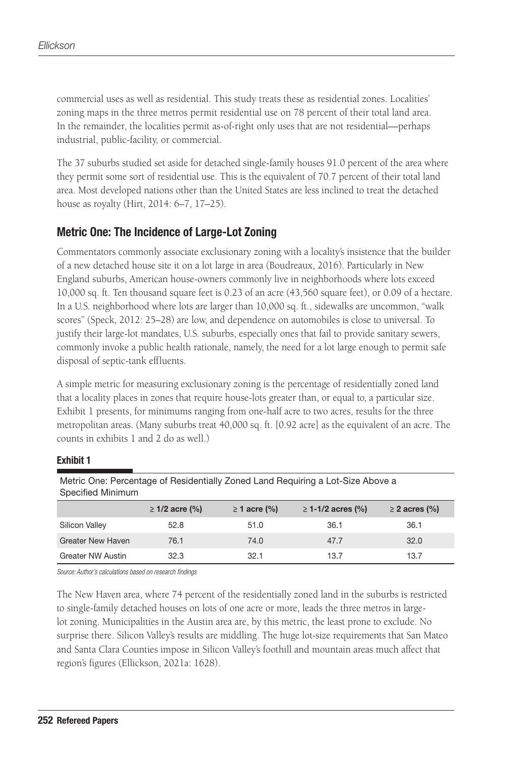commercial uses as well as residential. This study treats these as residential zones. Localities' zoning maps in the three metros permit residential use on 78 percent of their total land area. In the remainder, the localities permit as-of-right only uses that are not residential—perhaps industrial, public-facility, or commercial.

The 37 suburbs studied set aside for detached single-family houses 91.0 percent of the area where they permit some sort of residential use. This is the equivalent of 70.7 percent of their total land area. Most developed nations other than the United States are less inclined to treat the detached house as royalty (Hirt, 2014: 6–7, 17–25).

## Metric One: The Incidence of Large-Lot Zoning

Commentators commonly associate exclusionary zoning with a locality's insistence that the builder of a new detached house site it on a lot large in area (Boudreaux, 2016). Particularly in New England suburbs, American house-owners commonly live in neighborhoods where lots exceed 10,000 sq. ft. Ten thousand square feet is 0.23 of an acre (43,560 square feet), or 0.09 of a hectare. In a U.S. neighborhood where lots are larger than 10,000 sq. ft., sidewalks are uncommon, "walk scores" (Speck, 2012: 25–28) are low, and dependence on automobiles is close to universal. To justify their large-lot mandates, U.S. suburbs, especially ones that fail to provide sanitary sewers, commonly invoke a public health rationale, namely, the need for a lot large enough to permit safe disposal of septic-tank effluents.

A simple metric for measuring exclusionary zoning is the percentage of residentially zoned land that a locality places in zones that require house-lots greater than, or equal to, a particular size. Exhibit 1 presents, for minimums ranging from one-half acre to two acres, results for the three metropolitan areas. (Many suburbs treat 40,000 sq. ft. [0.92 acre] as the equivalent of an acre. The counts in exhibits 1 and 2 do as well.)

**Exhibit 1**

Metric One: Percentage of Residentially Zoned Land Requiring a Lot-Size Above a Specified Minimum

| | ≥ 1/2 acre (%) | ≥ 1 acre (%) | ≥ 1-1/2 acres (%) | ≥ 2 acres (%) |
|---|---|---|---|---|
| Silicon Valley | 52.8 | 51.0 | 36.1 | 36.1 |
| Greater New Haven | 76.1 | 74.0 | 47.7 | 32.0 |
| Greater NW Austin | 32.3 | 32.1 | 13.7 | 13.7 |

*Source: Author's calculations based on research findings*

The New Haven area, where 74 percent of the residentially zoned land in the suburbs is restricted to single-family detached houses on lots of one acre or more, leads the three metros in large-lot zoning. Municipalities in the Austin area are, by this metric, the least prone to exclude. No surprise there. Silicon Valley's results are middling. The huge lot-size requirements that San Mateo and Santa Clara Counties impose in Silicon Valley's foothill and mountain areas much affect that region's figures (Ellickson, 2021a: 1628).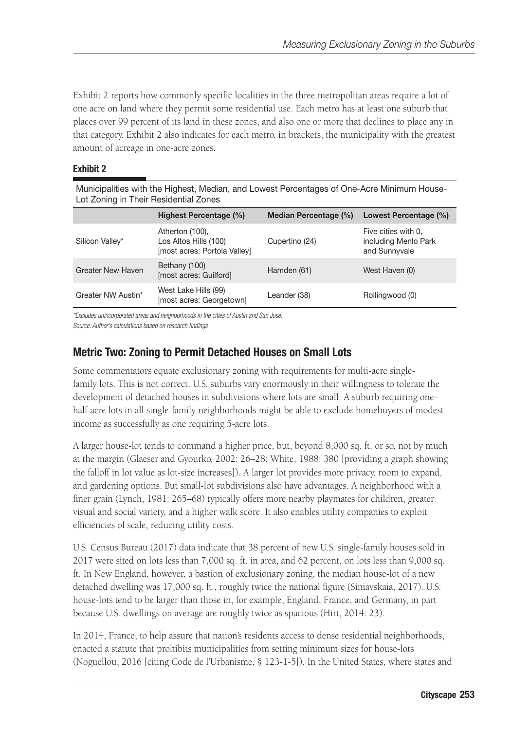Exhibit 2 reports how commonly specific localities in the three metropolitan areas require a lot of one acre on land where they permit some residential use. Each metro has at least one suburb that places over 99 percent of its land in these zones, and also one or more that declines to place any in that category. Exhibit 2 also indicates for each metro, in brackets, the municipality with the greatest amount of acreage in one-acre zones.

**Exhibit 2**

Municipalities with the Highest, Median, and Lowest Percentages of One-Acre Minimum House-Lot Zoning in Their Residential Zones

| | Highest Percentage (%) | Median Percentage (%) | Lowest Percentage (%) |
|---|---|---|---|
| Silicon Valley* | Atherton (100), Los Altos Hills (100) [most acres: Portola Valley] | Cupertino (24) | Five cities with 0, including Menlo Park and Sunnyvale |
| Greater New Haven | Bethany (100) [most acres: Guilford] | Hamden (61) | West Haven (0) |
| Greater NW Austin* | West Lake Hills (99) [most acres: Georgetown] | Leander (38) | Rollingwood (0) |

*Excludes unincorporated areas and neighborhoods in the cities of Austin and San Jose.*
*Source: Author's calculations based on research findings*

## Metric Two: Zoning to Permit Detached Houses on Small Lots

Some commentators equate exclusionary zoning with requirements for multi-acre single-family lots. This is not correct. U.S. suburbs vary enormously in their willingness to tolerate the development of detached houses in subdivisions where lots are small. A suburb requiring one-half-acre lots in all single-family neighborhoods might be able to exclude homebuyers of modest income as successfully as one requiring 5-acre lots.

A larger house-lot tends to command a higher price, but, beyond 8,000 sq. ft. or so, not by much at the margin (Glaeser and Gyourko, 2002: 26–28; White, 1988: 380 [providing a graph showing the falloff in lot value as lot-size increases]). A larger lot provides more privacy, room to expand, and gardening options. But small-lot subdivisions also have advantages. A neighborhood with a finer grain (Lynch, 1981: 265–68) typically offers more nearby playmates for children, greater visual and social variety, and a higher walk score. It also enables utility companies to exploit efficiencies of scale, reducing utility costs.

U.S. Census Bureau (2017) data indicate that 38 percent of new U.S. single-family houses sold in 2017 were sited on lots less than 7,000 sq. ft. in area, and 62 percent, on lots less than 9,000 sq. ft. In New England, however, a bastion of exclusionary zoning, the median house-lot of a new detached dwelling was 17,000 sq. ft., roughly twice the national figure (Siniavskaia, 2017). U.S. house-lots tend to be larger than those in, for example, England, France, and Germany, in part because U.S. dwellings on average are roughly twice as spacious (Hirt, 2014: 23).

In 2014, France, to help assure that nation's residents access to dense residential neighborhoods, enacted a statute that prohibits municipalities from setting minimum sizes for house-lots (Noguellou, 2016 [citing Code de l'Urbanisme, § 123-1-5]). In the United States, where states and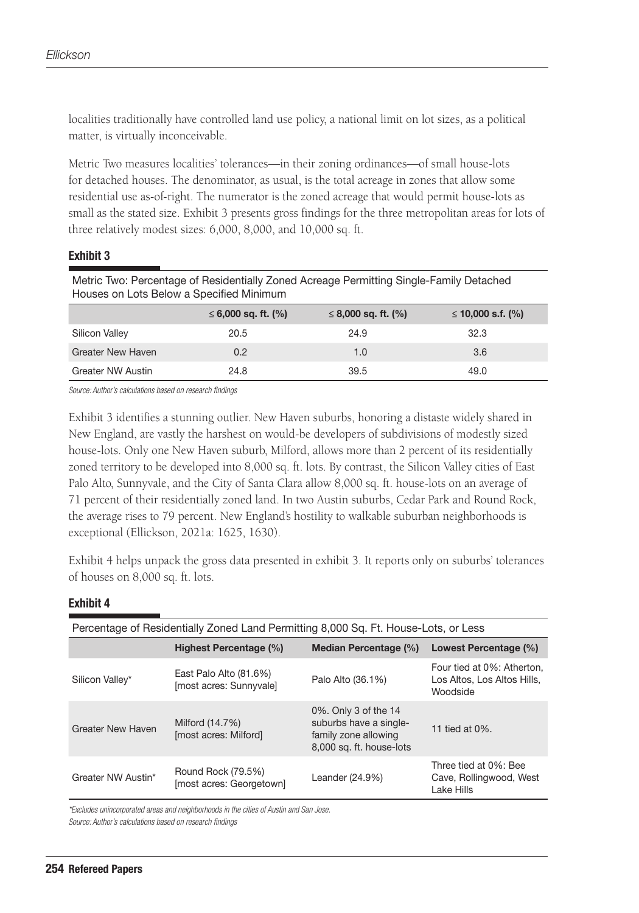localities traditionally have controlled land use policy, a national limit on lot sizes, as a political matter, is virtually inconceivable.

Metric Two measures localities' tolerances—in their zoning ordinances—of small house-lots for detached houses. The denominator, as usual, is the total acreage in zones that allow some residential use as-of-right. The numerator is the zoned acreage that would permit house-lots as small as the stated size. Exhibit 3 presents gross findings for the three metropolitan areas for lots of three relatively modest sizes: 6,000, 8,000, and 10,000 sq. ft.

#### Exhibit 3

Metric Two: Percentage of Residentially Zoned Acreage Permitting Single-Family Detached Houses on Lots Below a Specified Minimum

| | ≤ 6,000 sq. ft. (%) | ≤ 8,000 sq. ft. (%) | ≤ 10,000 s.f. (%) |
|---|---|---|---|
| Silicon Valley | 20.5 | 24.9 | 32.3 |
| Greater New Haven | 0.2 | 1.0 | 3.6 |
| Greater NW Austin | 24.8 | 39.5 | 49.0 |

*Source: Author's calculations based on research findings*

Exhibit 3 identifies a stunning outlier. New Haven suburbs, honoring a distaste widely shared in New England, are vastly the harshest on would-be developers of subdivisions of modestly sized house-lots. Only one New Haven suburb, Milford, allows more than 2 percent of its residentially zoned territory to be developed into 8,000 sq. ft. lots. By contrast, the Silicon Valley cities of East Palo Alto, Sunnyvale, and the City of Santa Clara allow 8,000 sq. ft. house-lots on an average of 71 percent of their residentially zoned land. In two Austin suburbs, Cedar Park and Round Rock, the average rises to 79 percent. New England's hostility to walkable suburban neighborhoods is exceptional (Ellickson, 2021a: 1625, 1630).

Exhibit 4 helps unpack the gross data presented in exhibit 3. It reports only on suburbs' tolerances of houses on 8,000 sq. ft. lots.

#### Exhibit 4

Percentage of Residentially Zoned Land Permitting 8,000 Sq. Ft. House-Lots, or Less

| | Highest Percentage (%) | Median Percentage (%) | Lowest Percentage (%) |
|---|---|---|---|
| Silicon Valley* | East Palo Alto (81.6%) [most acres: Sunnyvale] | Palo Alto (36.1%) | Four tied at 0%: Atherton, Los Altos, Los Altos Hills, Woodside |
| Greater New Haven | Milford (14.7%) [most acres: Milford] | 0%. Only 3 of the 14 suburbs have a single-family zone allowing 8,000 sq. ft. house-lots | 11 tied at 0%. |
| Greater NW Austin* | Round Rock (79.5%) [most acres: Georgetown] | Leander (24.9%) | Three tied at 0%: Bee Cave, Rollingwood, West Lake Hills |

*\*Excludes unincorporated areas and neighborhoods in the cities of Austin and San Jose.*

*Source: Author's calculations based on research findings*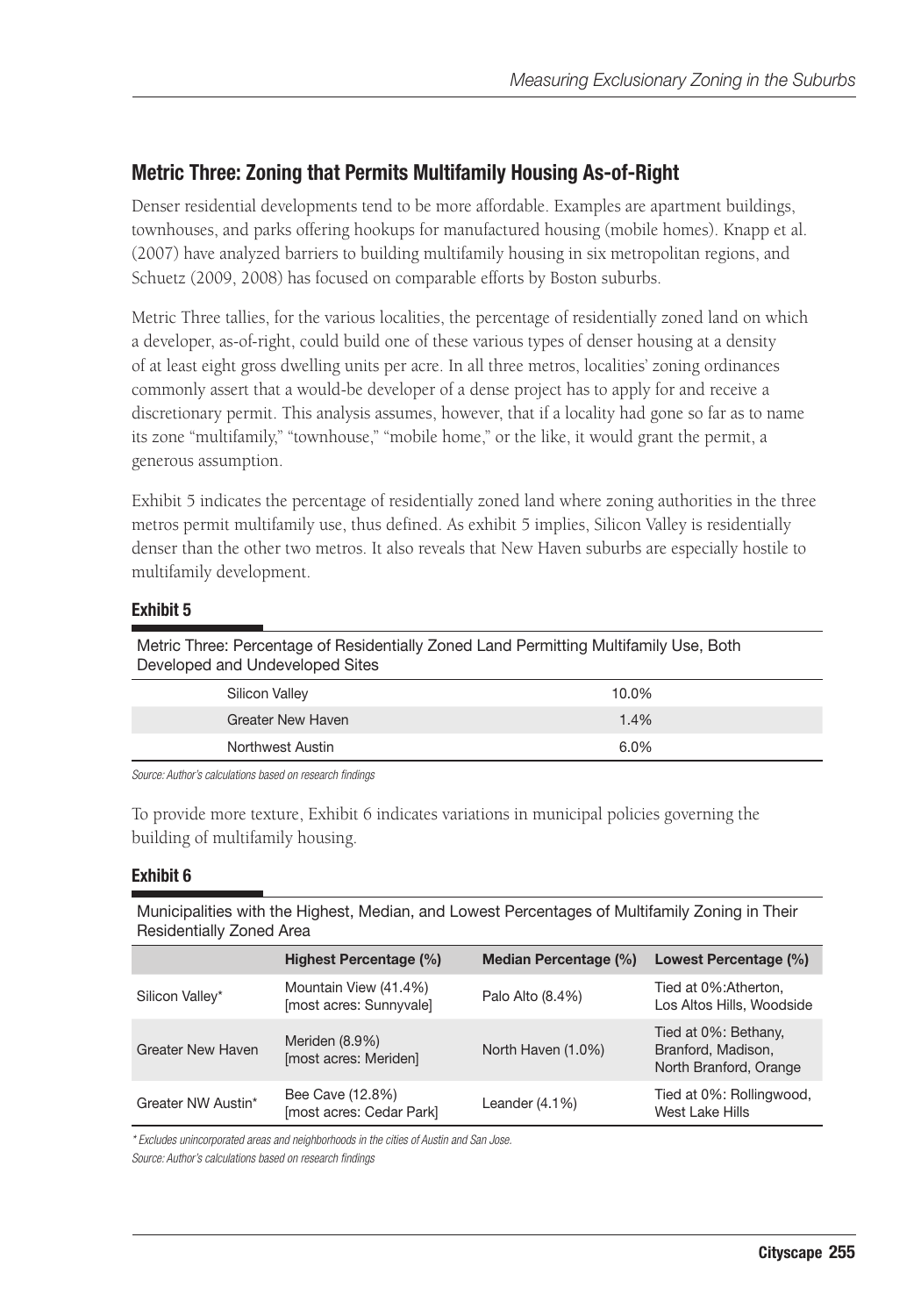## Metric Three: Zoning that Permits Multifamily Housing As-of-Right

Denser residential developments tend to be more affordable. Examples are apartment buildings, townhouses, and parks offering hookups for manufactured housing (mobile homes). Knapp et al. (2007) have analyzed barriers to building multifamily housing in six metropolitan regions, and Schuetz (2009, 2008) has focused on comparable efforts by Boston suburbs.

Metric Three tallies, for the various localities, the percentage of residentially zoned land on which a developer, as-of-right, could build one of these various types of denser housing at a density of at least eight gross dwelling units per acre. In all three metros, localities' zoning ordinances commonly assert that a would-be developer of a dense project has to apply for and receive a discretionary permit. This analysis assumes, however, that if a locality had gone so far as to name its zone "multifamily," "townhouse," "mobile home," or the like, it would grant the permit, a generous assumption.

Exhibit 5 indicates the percentage of residentially zoned land where zoning authorities in the three metros permit multifamily use, thus defined. As exhibit 5 implies, Silicon Valley is residentially denser than the other two metros. It also reveals that New Haven suburbs are especially hostile to multifamily development.

**Exhibit 5**

Metric Three: Percentage of Residentially Zoned Land Permitting Multifamily Use, Both Developed and Undeveloped Sites

| | |
|---|---|
| Silicon Valley | 10.0% |
| Greater New Haven | 1.4% |
| Northwest Austin | 6.0% |

*Source: Author's calculations based on research findings*

To provide more texture, Exhibit 6 indicates variations in municipal policies governing the building of multifamily housing.

**Exhibit 6**

Municipalities with the Highest, Median, and Lowest Percentages of Multifamily Zoning in Their Residentially Zoned Area

| | Highest Percentage (%) | Median Percentage (%) | Lowest Percentage (%) |
|---|---|---|---|
| Silicon Valley* | Mountain View (41.4%) [most acres: Sunnyvale] | Palo Alto (8.4%) | Tied at 0%:Atherton, Los Altos Hills, Woodside |
| Greater New Haven | Meriden (8.9%) [most acres: Meriden] | North Haven (1.0%) | Tied at 0%: Bethany, Branford, Madison, North Branford, Orange |
| Greater NW Austin* | Bee Cave (12.8%) [most acres: Cedar Park] | Leander (4.1%) | Tied at 0%: Rollingwood, West Lake Hills |

*\* Excludes unincorporated areas and neighborhoods in the cities of Austin and San Jose.*

*Source: Author's calculations based on research findings*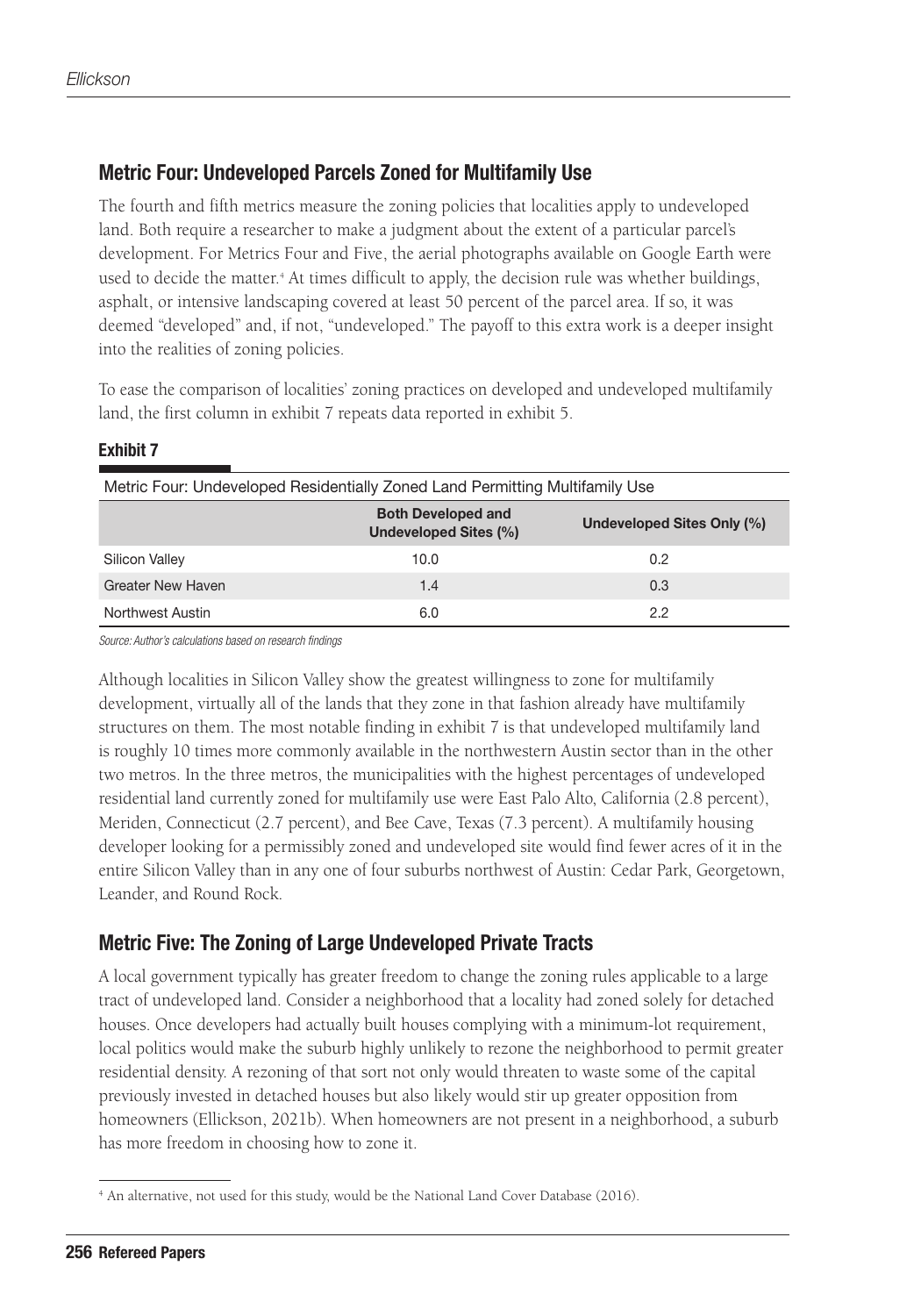## Metric Four: Undeveloped Parcels Zoned for Multifamily Use

The fourth and fifth metrics measure the zoning policies that localities apply to undeveloped land. Both require a researcher to make a judgment about the extent of a particular parcel's development. For Metrics Four and Five, the aerial photographs available on Google Earth were used to decide the matter.[4] At times difficult to apply, the decision rule was whether buildings, asphalt, or intensive landscaping covered at least 50 percent of the parcel area. If so, it was deemed "developed" and, if not, "undeveloped." The payoff to this extra work is a deeper insight into the realities of zoning policies.

To ease the comparison of localities' zoning practices on developed and undeveloped multifamily land, the first column in exhibit 7 repeats data reported in exhibit 5.

**Exhibit 7**

Metric Four: Undeveloped Residentially Zoned Land Permitting Multifamily Use

| | Both Developed and Undeveloped Sites (%) | Undeveloped Sites Only (%) |
|---|---|---|
| Silicon Valley | 10.0 | 0.2 |
| Greater New Haven | 1.4 | 0.3 |
| Northwest Austin | 6.0 | 2.2 |

*Source: Author's calculations based on research findings*

Although localities in Silicon Valley show the greatest willingness to zone for multifamily development, virtually all of the lands that they zone in that fashion already have multifamily structures on them. The most notable finding in exhibit 7 is that undeveloped multifamily land is roughly 10 times more commonly available in the northwestern Austin sector than in the other two metros. In the three metros, the municipalities with the highest percentages of undeveloped residential land currently zoned for multifamily use were East Palo Alto, California (2.8 percent), Meriden, Connecticut (2.7 percent), and Bee Cave, Texas (7.3 percent). A multifamily housing developer looking for a permissibly zoned and undeveloped site would find fewer acres of it in the entire Silicon Valley than in any one of four suburbs northwest of Austin: Cedar Park, Georgetown, Leander, and Round Rock.

## Metric Five: The Zoning of Large Undeveloped Private Tracts

A local government typically has greater freedom to change the zoning rules applicable to a large tract of undeveloped land. Consider a neighborhood that a locality had zoned solely for detached houses. Once developers had actually built houses complying with a minimum-lot requirement, local politics would make the suburb highly unlikely to rezone the neighborhood to permit greater residential density. A rezoning of that sort not only would threaten to waste some of the capital previously invested in detached houses but also likely would stir up greater opposition from homeowners (Ellickson, 2021b). When homeowners are not present in a neighborhood, a suburb has more freedom in choosing how to zone it.

[4] An alternative, not used for this study, would be the National Land Cover Database (2016).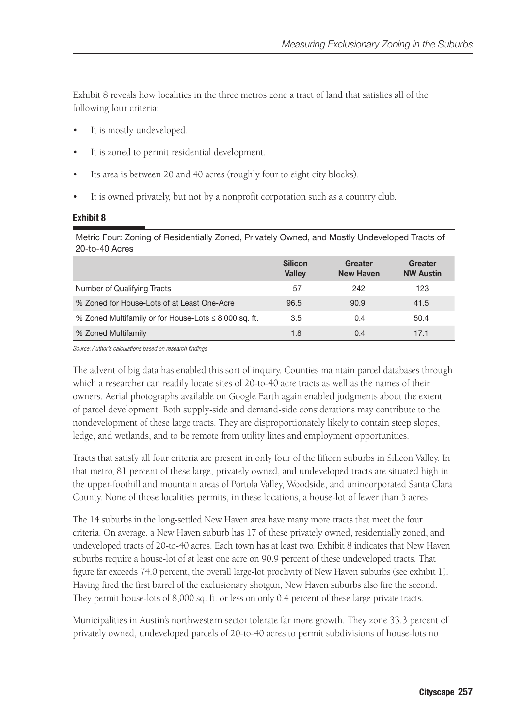Exhibit 8 reveals how localities in the three metros zone a tract of land that satisfies all of the following four criteria:

- It is mostly undeveloped.
- It is zoned to permit residential development.
- Its area is between 20 and 40 acres (roughly four to eight city blocks).
- It is owned privately, but not by a nonprofit corporation such as a country club.

**Exhibit 8**

Metric Four: Zoning of Residentially Zoned, Privately Owned, and Mostly Undeveloped Tracts of 20-to-40 Acres

| | Silicon Valley | Greater New Haven | Greater NW Austin |
|---|---|---|---|
| Number of Qualifying Tracts | 57 | 242 | 123 |
| % Zoned for House-Lots of at Least One-Acre | 96.5 | 90.9 | 41.5 |
| % Zoned Multifamily or for House-Lots ≤ 8,000 sq. ft. | 3.5 | 0.4 | 50.4 |
| % Zoned Multifamily | 1.8 | 0.4 | 17.1 |

*Source: Author's calculations based on research findings*

The advent of big data has enabled this sort of inquiry. Counties maintain parcel databases through which a researcher can readily locate sites of 20-to-40 acre tracts as well as the names of their owners. Aerial photographs available on Google Earth again enabled judgments about the extent of parcel development. Both supply-side and demand-side considerations may contribute to the nondevelopment of these large tracts. They are disproportionately likely to contain steep slopes, ledge, and wetlands, and to be remote from utility lines and employment opportunities.

Tracts that satisfy all four criteria are present in only four of the fifteen suburbs in Silicon Valley. In that metro, 81 percent of these large, privately owned, and undeveloped tracts are situated high in the upper-foothill and mountain areas of Portola Valley, Woodside, and unincorporated Santa Clara County. None of those localities permits, in these locations, a house-lot of fewer than 5 acres.

The 14 suburbs in the long-settled New Haven area have many more tracts that meet the four criteria. On average, a New Haven suburb has 17 of these privately owned, residentially zoned, and undeveloped tracts of 20-to-40 acres. Each town has at least two. Exhibit 8 indicates that New Haven suburbs require a house-lot of at least one acre on 90.9 percent of these undeveloped tracts. That figure far exceeds 74.0 percent, the overall large-lot proclivity of New Haven suburbs (see exhibit 1). Having fired the first barrel of the exclusionary shotgun, New Haven suburbs also fire the second. They permit house-lots of 8,000 sq. ft. or less on only 0.4 percent of these large private tracts.

Municipalities in Austin's northwestern sector tolerate far more growth. They zone 33.3 percent of privately owned, undeveloped parcels of 20-to-40 acres to permit subdivisions of house-lots no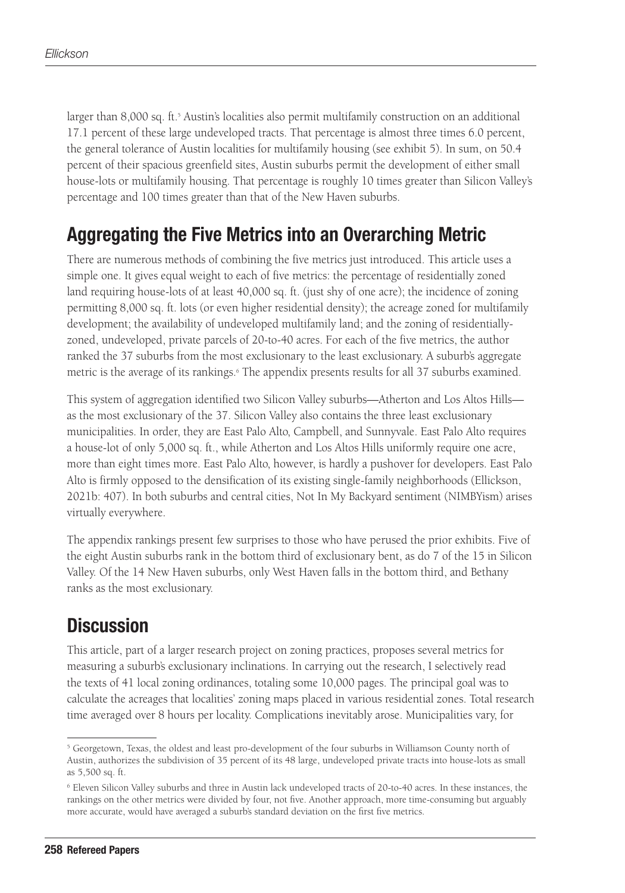larger than 8,000 sq. ft.[5] Austin's localities also permit multifamily construction on an additional 17.1 percent of these large undeveloped tracts. That percentage is almost three times 6.0 percent, the general tolerance of Austin localities for multifamily housing (see exhibit 5). In sum, on 50.4 percent of their spacious greenfield sites, Austin suburbs permit the development of either small house-lots or multifamily housing. That percentage is roughly 10 times greater than Silicon Valley's percentage and 100 times greater than that of the New Haven suburbs.

## Aggregating the Five Metrics into an Overarching Metric

There are numerous methods of combining the five metrics just introduced. This article uses a simple one. It gives equal weight to each of five metrics: the percentage of residentially zoned land requiring house-lots of at least 40,000 sq. ft. (just shy of one acre); the incidence of zoning permitting 8,000 sq. ft. lots (or even higher residential density); the acreage zoned for multifamily development; the availability of undeveloped multifamily land; and the zoning of residentially-zoned, undeveloped, private parcels of 20-to-40 acres. For each of the five metrics, the author ranked the 37 suburbs from the most exclusionary to the least exclusionary. A suburb's aggregate metric is the average of its rankings.[6] The appendix presents results for all 37 suburbs examined.

This system of aggregation identified two Silicon Valley suburbs—Atherton and Los Altos Hills—as the most exclusionary of the 37. Silicon Valley also contains the three least exclusionary municipalities. In order, they are East Palo Alto, Campbell, and Sunnyvale. East Palo Alto requires a house-lot of only 5,000 sq. ft., while Atherton and Los Altos Hills uniformly require one acre, more than eight times more. East Palo Alto, however, is hardly a pushover for developers. East Palo Alto is firmly opposed to the densification of its existing single-family neighborhoods (Ellickson, 2021b: 407). In both suburbs and central cities, Not In My Backyard sentiment (NIMBYism) arises virtually everywhere.

The appendix rankings present few surprises to those who have perused the prior exhibits. Five of the eight Austin suburbs rank in the bottom third of exclusionary bent, as do 7 of the 15 in Silicon Valley. Of the 14 New Haven suburbs, only West Haven falls in the bottom third, and Bethany ranks as the most exclusionary.

## Discussion

This article, part of a larger research project on zoning practices, proposes several metrics for measuring a suburb's exclusionary inclinations. In carrying out the research, I selectively read the texts of 41 local zoning ordinances, totaling some 10,000 pages. The principal goal was to calculate the acreages that localities' zoning maps placed in various residential zones. Total research time averaged over 8 hours per locality. Complications inevitably arose. Municipalities vary, for

---

[5] Georgetown, Texas, the oldest and least pro-development of the four suburbs in Williamson County north of Austin, authorizes the subdivision of 35 percent of its 48 large, undeveloped private tracts into house-lots as small as 5,500 sq. ft.

[6] Eleven Silicon Valley suburbs and three in Austin lack undeveloped tracts of 20-to-40 acres. In these instances, the rankings on the other metrics were divided by four, not five. Another approach, more time-consuming but arguably more accurate, would have averaged a suburb's standard deviation on the first five metrics.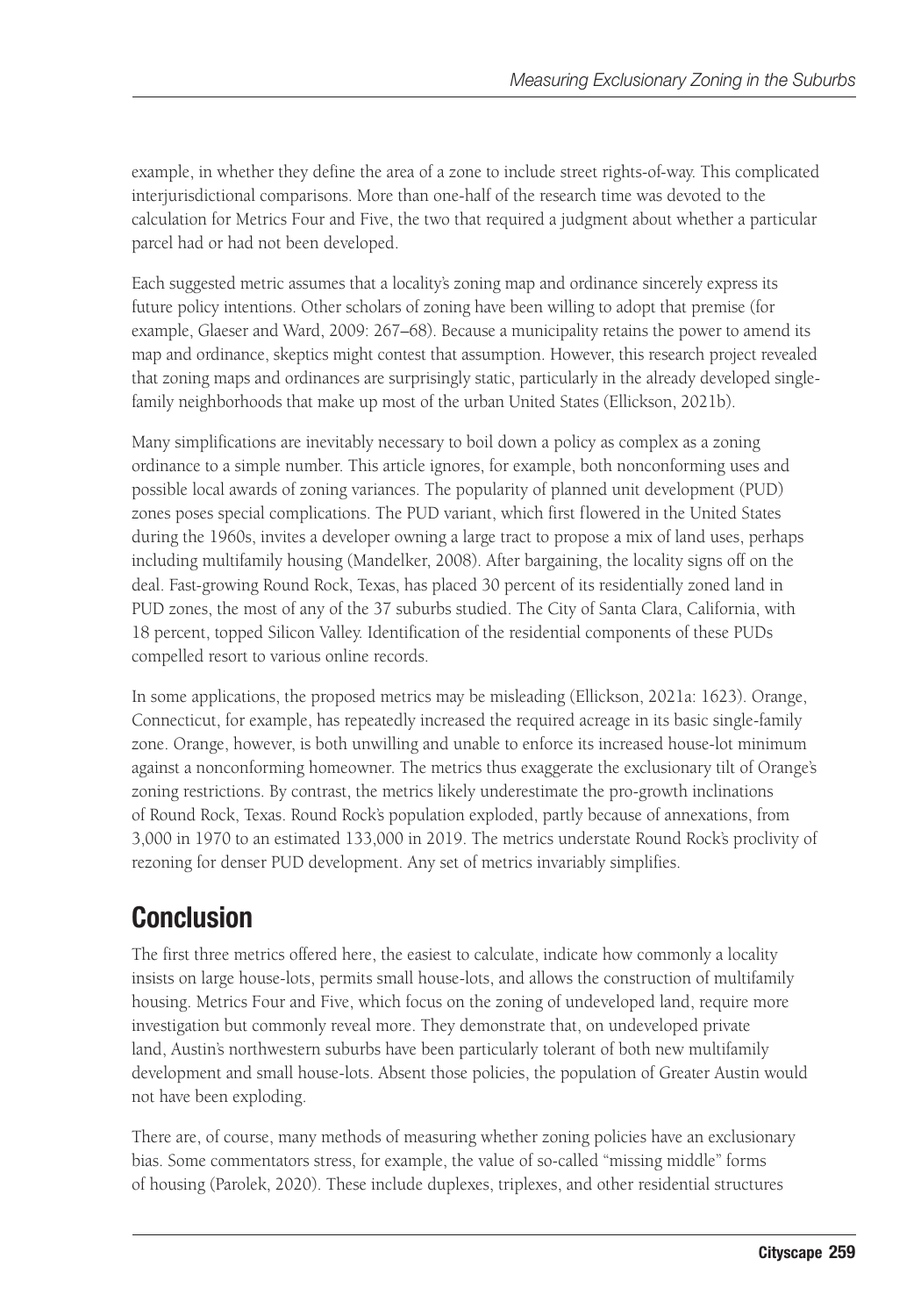example, in whether they define the area of a zone to include street rights-of-way. This complicated interjurisdictional comparisons. More than one-half of the research time was devoted to the calculation for Metrics Four and Five, the two that required a judgment about whether a particular parcel had or had not been developed.

Each suggested metric assumes that a locality's zoning map and ordinance sincerely express its future policy intentions. Other scholars of zoning have been willing to adopt that premise (for example, Glaeser and Ward, 2009: 267–68). Because a municipality retains the power to amend its map and ordinance, skeptics might contest that assumption. However, this research project revealed that zoning maps and ordinances are surprisingly static, particularly in the already developed single-family neighborhoods that make up most of the urban United States (Ellickson, 2021b).

Many simplifications are inevitably necessary to boil down a policy as complex as a zoning ordinance to a simple number. This article ignores, for example, both nonconforming uses and possible local awards of zoning variances. The popularity of planned unit development (PUD) zones poses special complications. The PUD variant, which first flowered in the United States during the 1960s, invites a developer owning a large tract to propose a mix of land uses, perhaps including multifamily housing (Mandelker, 2008). After bargaining, the locality signs off on the deal. Fast-growing Round Rock, Texas, has placed 30 percent of its residentially zoned land in PUD zones, the most of any of the 37 suburbs studied. The City of Santa Clara, California, with 18 percent, topped Silicon Valley. Identification of the residential components of these PUDs compelled resort to various online records.

In some applications, the proposed metrics may be misleading (Ellickson, 2021a: 1623). Orange, Connecticut, for example, has repeatedly increased the required acreage in its basic single-family zone. Orange, however, is both unwilling and unable to enforce its increased house-lot minimum against a nonconforming homeowner. The metrics thus exaggerate the exclusionary tilt of Orange's zoning restrictions. By contrast, the metrics likely underestimate the pro-growth inclinations of Round Rock, Texas. Round Rock's population exploded, partly because of annexations, from 3,000 in 1970 to an estimated 133,000 in 2019. The metrics understate Round Rock's proclivity of rezoning for denser PUD development. Any set of metrics invariably simplifies.

## Conclusion

The first three metrics offered here, the easiest to calculate, indicate how commonly a locality insists on large house-lots, permits small house-lots, and allows the construction of multifamily housing. Metrics Four and Five, which focus on the zoning of undeveloped land, require more investigation but commonly reveal more. They demonstrate that, on undeveloped private land, Austin's northwestern suburbs have been particularly tolerant of both new multifamily development and small house-lots. Absent those policies, the population of Greater Austin would not have been exploding.

There are, of course, many methods of measuring whether zoning policies have an exclusionary bias. Some commentators stress, for example, the value of so-called "missing middle" forms of housing (Parolek, 2020). These include duplexes, triplexes, and other residential structures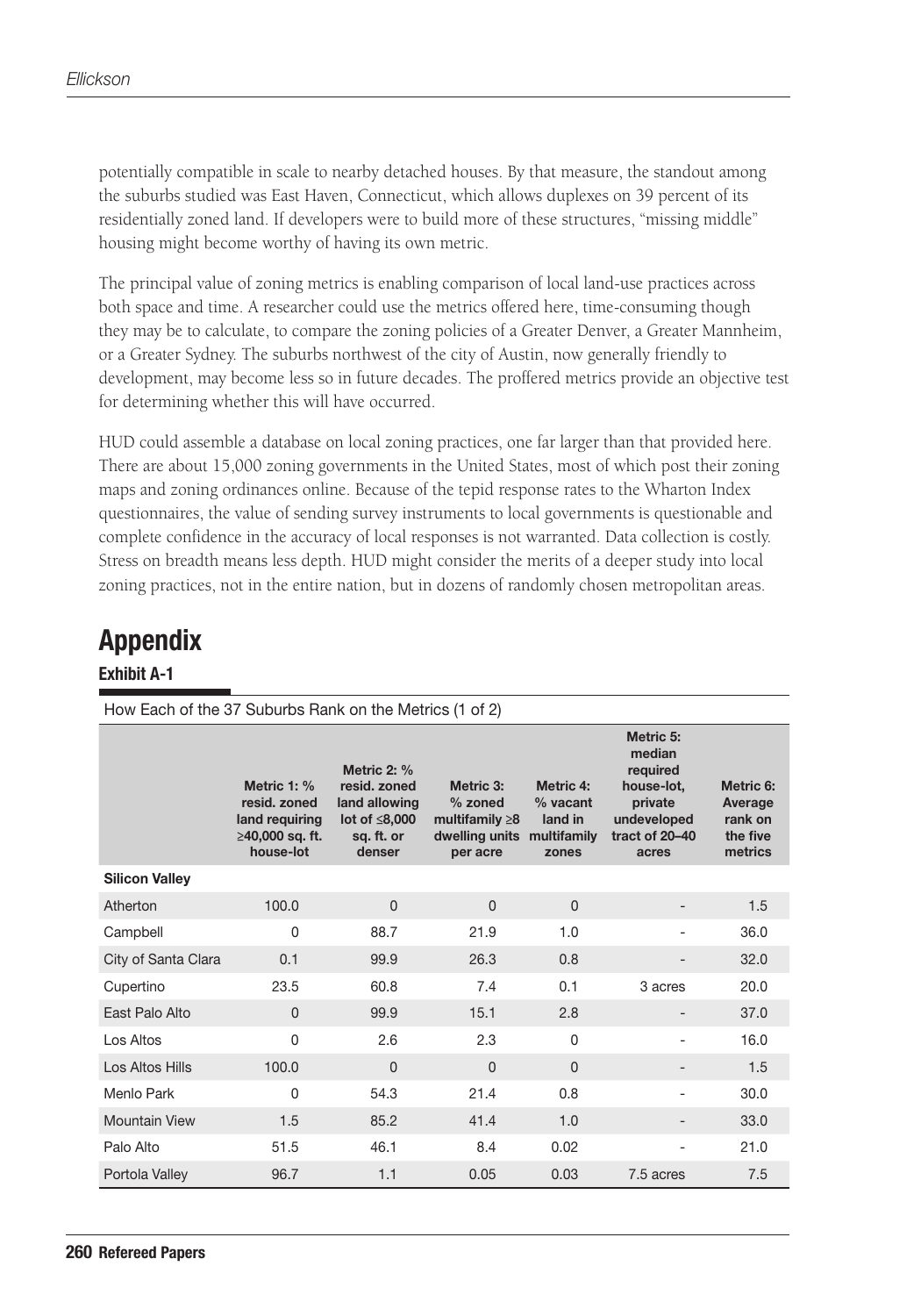potentially compatible in scale to nearby detached houses. By that measure, the standout among the suburbs studied was East Haven, Connecticut, which allows duplexes on 39 percent of its residentially zoned land. If developers were to build more of these structures, "missing middle" housing might become worthy of having its own metric.

The principal value of zoning metrics is enabling comparison of local land-use practices across both space and time. A researcher could use the metrics offered here, time-consuming though they may be to calculate, to compare the zoning policies of a Greater Denver, a Greater Mannheim, or a Greater Sydney. The suburbs northwest of the city of Austin, now generally friendly to development, may become less so in future decades. The proffered metrics provide an objective test for determining whether this will have occurred.

HUD could assemble a database on local zoning practices, one far larger than that provided here. There are about 15,000 zoning governments in the United States, most of which post their zoning maps and zoning ordinances online. Because of the tepid response rates to the Wharton Index questionnaires, the value of sending survey instruments to local governments is questionable and complete confidence in the accuracy of local responses is not warranted. Data collection is costly. Stress on breadth means less depth. HUD might consider the merits of a deeper study into local zoning practices, not in the entire nation, but in dozens of randomly chosen metropolitan areas.

# Appendix

### Exhibit A-1

How Each of the 37 Suburbs Rank on the Metrics (1 of 2)

| | Metric 1: % resid. zoned land requiring ≥40,000 sq. ft. house-lot | Metric 2: % resid. zoned land allowing lot of ≤8,000 sq. ft. or denser | Metric 3: % zoned multifamily ≥8 dwelling units per acre | Metric 4: % vacant land in multifamily zones | Metric 5: median required house-lot, private undeveloped tract of 20–40 acres | Metric 6: Average rank on the five metrics |
|---|---|---|---|---|---|---|
| **Silicon Valley** | | | | | | |
| Atherton | 100.0 | 0 | 0 | 0 | - | 1.5 |
| Campbell | 0 | 88.7 | 21.9 | 1.0 | - | 36.0 |
| City of Santa Clara | 0.1 | 99.9 | 26.3 | 0.8 | - | 32.0 |
| Cupertino | 23.5 | 60.8 | 7.4 | 0.1 | 3 acres | 20.0 |
| East Palo Alto | 0 | 99.9 | 15.1 | 2.8 | - | 37.0 |
| Los Altos | 0 | 2.6 | 2.3 | 0 | - | 16.0 |
| Los Altos Hills | 100.0 | 0 | 0 | 0 | - | 1.5 |
| Menlo Park | 0 | 54.3 | 21.4 | 0.8 | - | 30.0 |
| Mountain View | 1.5 | 85.2 | 41.4 | 1.0 | - | 33.0 |
| Palo Alto | 51.5 | 46.1 | 8.4 | 0.02 | - | 21.0 |
| Portola Valley | 96.7 | 1.1 | 0.05 | 0.03 | 7.5 acres | 7.5 |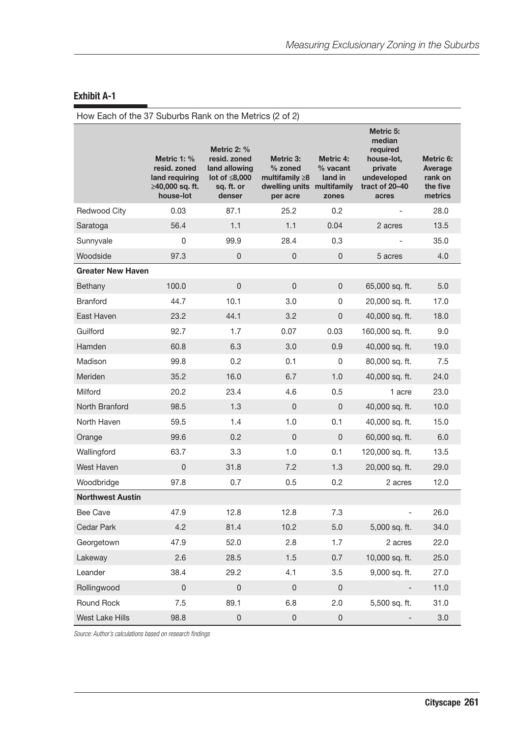**Exhibit A-1**

How Each of the 37 Suburbs Rank on the Metrics (2 of 2)

| | Metric 1: % resid. zoned land requiring ≥40,000 sq. ft. house-lot | Metric 2: % resid. zoned land allowing lot of ≤8,000 sq. ft. or denser | Metric 3: % zoned multifamily ≥8 dwelling units per acre | Metric 4: % vacant land in multifamily zones | Metric 5: median required house-lot, private undeveloped tract of 20–40 acres | Metric 6: Average rank on the five metrics |
|---|---|---|---|---|---|---|
| Redwood City | 0.03 | 87.1 | 25.2 | 0.2 | - | 28.0 |
| Saratoga | 56.4 | 1.1 | 1.1 | 0.04 | 2 acres | 13.5 |
| Sunnyvale | 0 | 99.9 | 28.4 | 0.3 | - | 35.0 |
| Woodside | 97.3 | 0 | 0 | 0 | 5 acres | 4.0 |
| **Greater New Haven** | | | | | | |
| Bethany | 100.0 | 0 | 0 | 0 | 65,000 sq. ft. | 5.0 |
| Branford | 44.7 | 10.1 | 3.0 | 0 | 20,000 sq. ft. | 17.0 |
| East Haven | 23.2 | 44.1 | 3.2 | 0 | 40,000 sq. ft. | 18.0 |
| Guilford | 92.7 | 1.7 | 0.07 | 0.03 | 160,000 sq. ft. | 9.0 |
| Hamden | 60.8 | 6.3 | 3.0 | 0.9 | 40,000 sq. ft. | 19.0 |
| Madison | 99.8 | 0.2 | 0.1 | 0 | 80,000 sq. ft. | 7.5 |
| Meriden | 35.2 | 16.0 | 6.7 | 1.0 | 40,000 sq. ft. | 24.0 |
| Milford | 20.2 | 23.4 | 4.6 | 0.5 | 1 acre | 23.0 |
| North Branford | 98.5 | 1.3 | 0 | 0 | 40,000 sq. ft. | 10.0 |
| North Haven | 59.5 | 1.4 | 1.0 | 0.1 | 40,000 sq. ft. | 15.0 |
| Orange | 99.6 | 0.2 | 0 | 0 | 60,000 sq. ft. | 6.0 |
| Wallingford | 63.7 | 3.3 | 1.0 | 0.1 | 120,000 sq. ft. | 13.5 |
| West Haven | 0 | 31.8 | 7.2 | 1.3 | 20,000 sq. ft. | 29.0 |
| Woodbridge | 97.8 | 0.7 | 0.5 | 0.2 | 2 acres | 12.0 |
| **Northwest Austin** | | | | | | |
| Bee Cave | 47.9 | 12.8 | 12.8 | 7.3 | - | 26.0 |
| Cedar Park | 4.2 | 81.4 | 10.2 | 5.0 | 5,000 sq. ft. | 34.0 |
| Georgetown | 47.9 | 52.0 | 2.8 | 1.7 | 2 acres | 22.0 |
| Lakeway | 2.6 | 28.5 | 1.5 | 0.7 | 10,000 sq. ft. | 25.0 |
| Leander | 38.4 | 29.2 | 4.1 | 3.5 | 9,000 sq. ft. | 27.0 |
| Rollingwood | 0 | 0 | 0 | 0 | - | 11.0 |
| Round Rock | 7.5 | 89.1 | 6.8 | 2.0 | 5,500 sq. ft. | 31.0 |
| West Lake Hills | 98.8 | 0 | 0 | 0 | - | 3.0 |

*Source: Author's calculations based on research findings*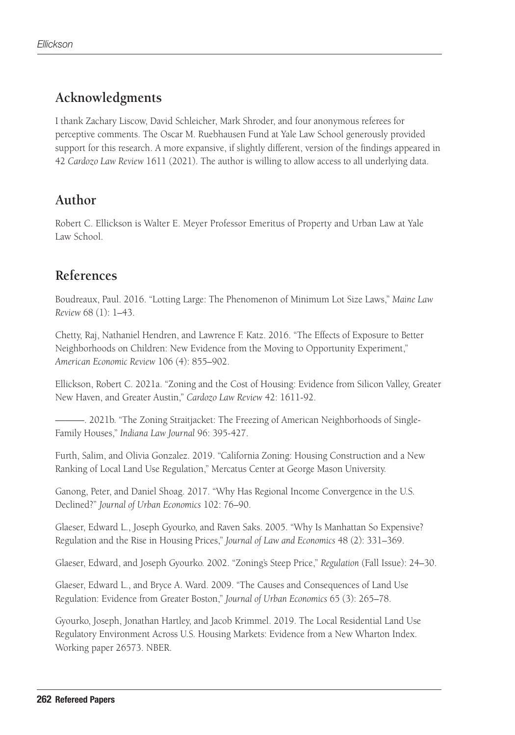## Acknowledgments

I thank Zachary Liscow, David Schleicher, Mark Shroder, and four anonymous referees for perceptive comments. The Oscar M. Ruebhausen Fund at Yale Law School generously provided support for this research. A more expansive, if slightly different, version of the findings appeared in 42 *Cardozo Law Review* 1611 (2021). The author is willing to allow access to all underlying data.

## Author

Robert C. Ellickson is Walter E. Meyer Professor Emeritus of Property and Urban Law at Yale Law School.

## References

Boudreaux, Paul. 2016. "Lotting Large: The Phenomenon of Minimum Lot Size Laws," *Maine Law Review* 68 (1): 1–43.

Chetty, Raj, Nathaniel Hendren, and Lawrence F. Katz. 2016. "The Effects of Exposure to Better Neighborhoods on Children: New Evidence from the Moving to Opportunity Experiment," *American Economic Review* 106 (4): 855–902.

Ellickson, Robert C. 2021a. "Zoning and the Cost of Housing: Evidence from Silicon Valley, Greater New Haven, and Greater Austin," *Cardozo Law Review* 42: 1611-92.

———. 2021b. "The Zoning Straitjacket: The Freezing of American Neighborhoods of Single-Family Houses," *Indiana Law Journal* 96: 395-427.

Furth, Salim, and Olivia Gonzalez. 2019. "California Zoning: Housing Construction and a New Ranking of Local Land Use Regulation," Mercatus Center at George Mason University.

Ganong, Peter, and Daniel Shoag. 2017. "Why Has Regional Income Convergence in the U.S. Declined?" *Journal of Urban Economics* 102: 76–90.

Glaeser, Edward L., Joseph Gyourko, and Raven Saks. 2005. "Why Is Manhattan So Expensive? Regulation and the Rise in Housing Prices," *Journal of Law and Economics* 48 (2): 331–369.

Glaeser, Edward, and Joseph Gyourko. 2002. "Zoning's Steep Price," *Regulation* (Fall Issue): 24–30.

Glaeser, Edward L., and Bryce A. Ward. 2009. "The Causes and Consequences of Land Use Regulation: Evidence from Greater Boston," *Journal of Urban Economics* 65 (3): 265–78.

Gyourko, Joseph, Jonathan Hartley, and Jacob Krimmel. 2019. The Local Residential Land Use Regulatory Environment Across U.S. Housing Markets: Evidence from a New Wharton Index. Working paper 26573. NBER.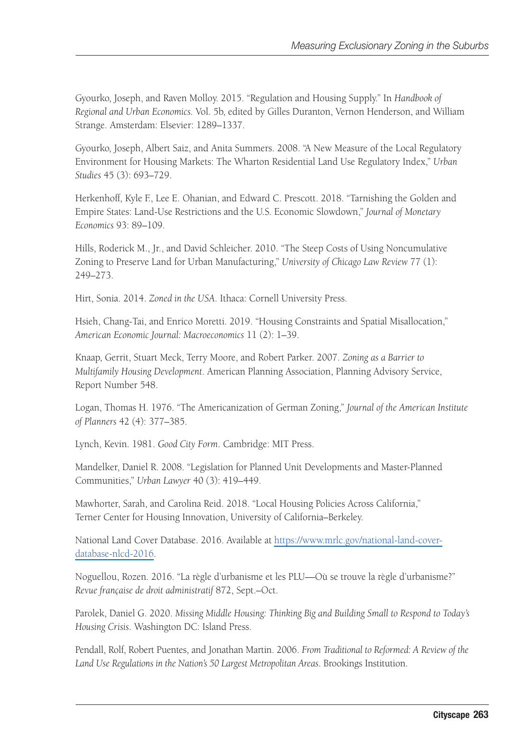Gyourko, Joseph, and Raven Molloy. 2015. "Regulation and Housing Supply." In *Handbook of Regional and Urban Economics*. Vol. 5b, edited by Gilles Duranton, Vernon Henderson, and William Strange. Amsterdam: Elsevier: 1289–1337.

Gyourko, Joseph, Albert Saiz, and Anita Summers. 2008. "A New Measure of the Local Regulatory Environment for Housing Markets: The Wharton Residential Land Use Regulatory Index," *Urban Studies* 45 (3): 693–729.

Herkenhoff, Kyle F., Lee E. Ohanian, and Edward C. Prescott. 2018. "Tarnishing the Golden and Empire States: Land-Use Restrictions and the U.S. Economic Slowdown," *Journal of Monetary Economics* 93: 89–109.

Hills, Roderick M., Jr., and David Schleicher. 2010. "The Steep Costs of Using Noncumulative Zoning to Preserve Land for Urban Manufacturing," *University of Chicago Law Review* 77 (1): 249–273.

Hirt, Sonia. 2014. *Zoned in the USA*. Ithaca: Cornell University Press.

Hsieh, Chang-Tai, and Enrico Moretti. 2019. "Housing Constraints and Spatial Misallocation," *American Economic Journal: Macroeconomics* 11 (2): 1–39.

Knaap, Gerrit, Stuart Meck, Terry Moore, and Robert Parker. 2007. *Zoning as a Barrier to Multifamily Housing Development*. American Planning Association, Planning Advisory Service, Report Number 548.

Logan, Thomas H. 1976. "The Americanization of German Zoning," *Journal of the American Institute of Planners* 42 (4): 377–385.

Lynch, Kevin. 1981. *Good City Form*. Cambridge: MIT Press.

Mandelker, Daniel R. 2008. "Legislation for Planned Unit Developments and Master-Planned Communities," *Urban Lawyer* 40 (3): 419–449.

Mawhorter, Sarah, and Carolina Reid. 2018. "Local Housing Policies Across California," Terner Center for Housing Innovation, University of California–Berkeley.

National Land Cover Database. 2016. Available at https://www.mrlc.gov/national-land-cover-database-nlcd-2016.

Noguellou, Rozen. 2016. "La règle d'urbanisme et les PLU—Où se trouve la règle d'urbanisme?" *Revue française de droit administratif* 872, Sept.–Oct.

Parolek, Daniel G. 2020. *Missing Middle Housing: Thinking Big and Building Small to Respond to Today's Housing Crisis*. Washington DC: Island Press.

Pendall, Rolf, Robert Puentes, and Jonathan Martin. 2006. *From Traditional to Reformed: A Review of the Land Use Regulations in the Nation's 50 Largest Metropolitan Areas*. Brookings Institution.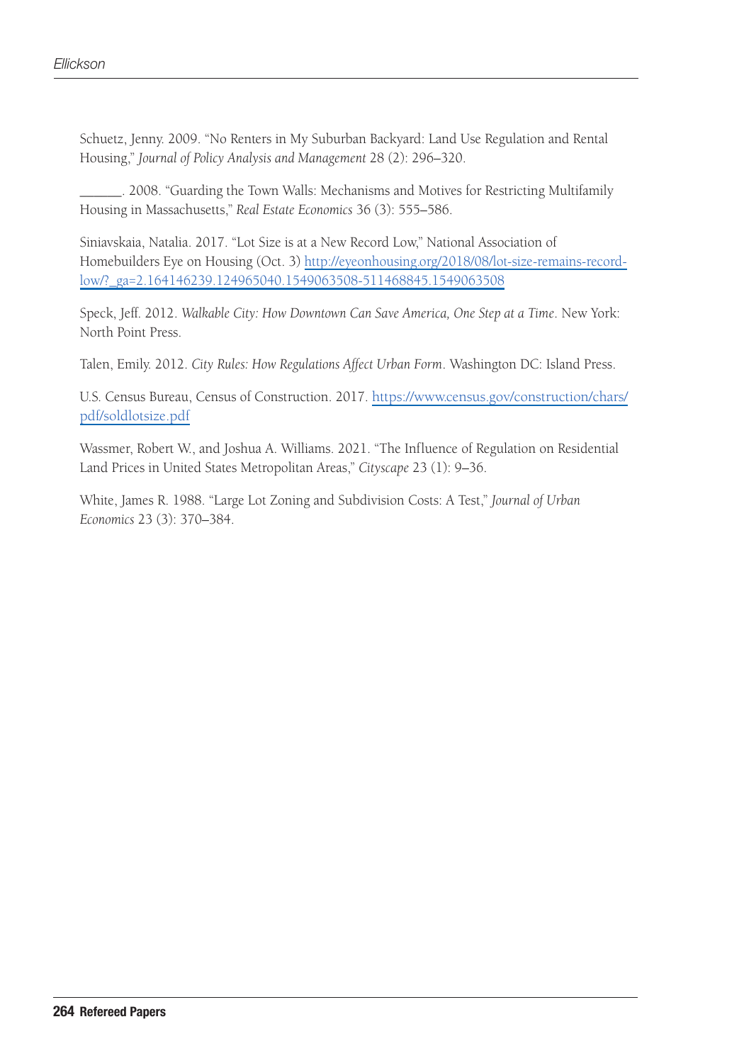Schuetz, Jenny. 2009. "No Renters in My Suburban Backyard: Land Use Regulation and Rental Housing," *Journal of Policy Analysis and Management* 28 (2): 296–320.

______. 2008. "Guarding the Town Walls: Mechanisms and Motives for Restricting Multifamily Housing in Massachusetts," *Real Estate Economics* 36 (3): 555–586.

Siniavskaia, Natalia. 2017. "Lot Size is at a New Record Low," National Association of Homebuilders Eye on Housing (Oct. 3) http://eyeonhousing.org/2018/08/lot-size-remains-record-low/?_ga=2.164146239.124965040.1549063508-511468845.1549063508

Speck, Jeff. 2012. *Walkable City: How Downtown Can Save America, One Step at a Time*. New York: North Point Press.

Talen, Emily. 2012. *City Rules: How Regulations Affect Urban Form*. Washington DC: Island Press.

U.S. Census Bureau, Census of Construction. 2017. https://www.census.gov/construction/chars/pdf/soldlotsize.pdf

Wassmer, Robert W., and Joshua A. Williams. 2021. "The Influence of Regulation on Residential Land Prices in United States Metropolitan Areas," *Cityscape* 23 (1): 9–36.

White, James R. 1988. "Large Lot Zoning and Subdivision Costs: A Test," *Journal of Urban Economics* 23 (3): 370–384.